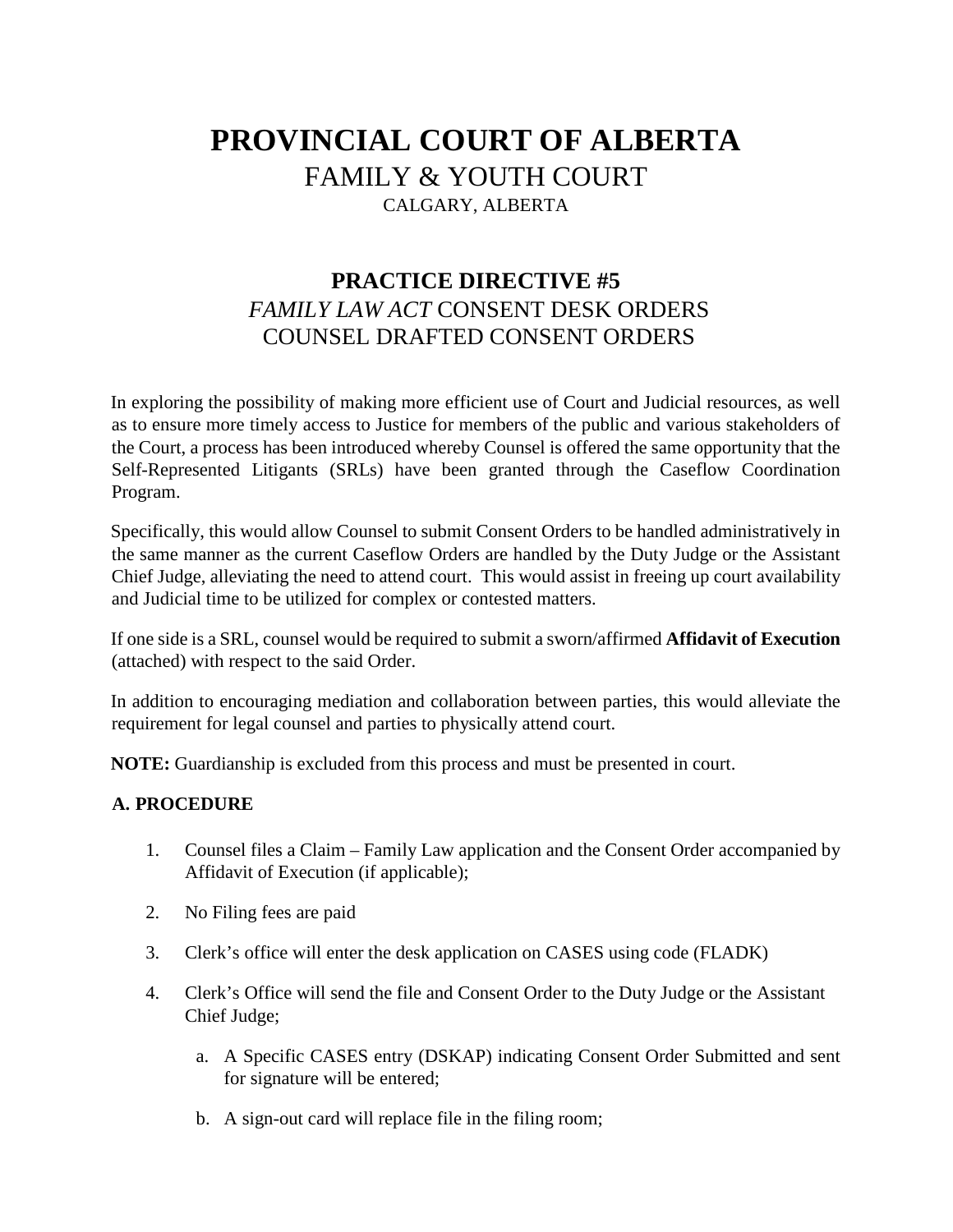# PROVINCIAL COURT OF ALBERTA

FAMILY & YOUTH COURT

CALGARY, ALBERTA

## PRACTICE DIRECTIVE #5

## *FAMILY LAW ACT* CONSENT DESK ORDERS COUNSEL DRAFTED CONSENT ORDERS

In exploring the possibility of making more efficient use of Court and Judicial resources, as well as to ensure more timely access to Justice for members of the public and various stakeholders of the Court, a process has been introduced whereby Counsel is offered the same opportunity that the Self-Represented Litigants (SRLs) have been granted through the Caseflow Coordination Program.

Specifically, this would allow Counsel to submit Consent Orders to be handled administratively in the same manner as the current Caseflow Orders are handled by the Duty Judge or the Assistant Chief Judge, alleviating the need to attend court. This would assist in freeing up court availability and Judicial time to be utilized for complex or contested matters.

If one side is a SRL, counsel would be required to submit a sworn/affirmed **Affidavit of Execution** (attached) with respect to the said Order.

In addition to encouraging mediation and collaboration between parties, this would alleviate the requirement for legal counsel and parties to physically attend court.

**NOTE:** Guardianship is excluded from this process and must be presented in court.

### A. PROCEDURE

1. Counsel files a Claim – Family Law application and the Consent Order accompanied by Affidavit of Execution (if applicable);
2. No Filing fees are paid
3. Clerk's office will enter the desk application on CASES using code (FLADK)
4. Clerk's Office will send the file and Consent Order to the Duty Judge or the Assistant Chief Judge;
   a. A Specific CASES entry (DSKAP) indicating Consent Order Submitted and sent for signature will be entered;
   b. A sign-out card will replace file in the filing room;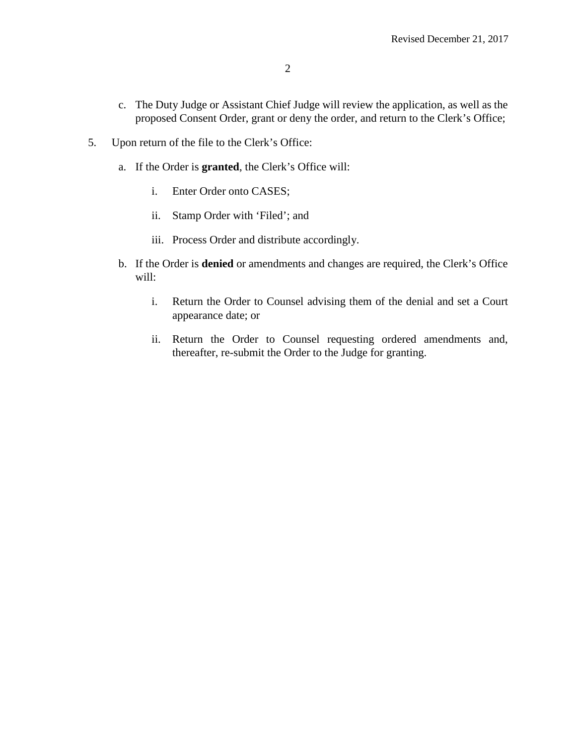c. The Duty Judge or Assistant Chief Judge will review the application, as well as the proposed Consent Order, grant or deny the order, and return to the Clerk's Office;

5. Upon return of the file to the Clerk's Office:

   a. If the Order is **granted**, the Clerk's Office will:

      i. Enter Order onto CASES;

      ii. Stamp Order with 'Filed'; and

      iii. Process Order and distribute accordingly.

   b. If the Order is **denied** or amendments and changes are required, the Clerk's Office will:

      i. Return the Order to Counsel advising them of the denial and set a Court appearance date; or

      ii. Return the Order to Counsel requesting ordered amendments and, thereafter, re-submit the Order to the Judge for granting.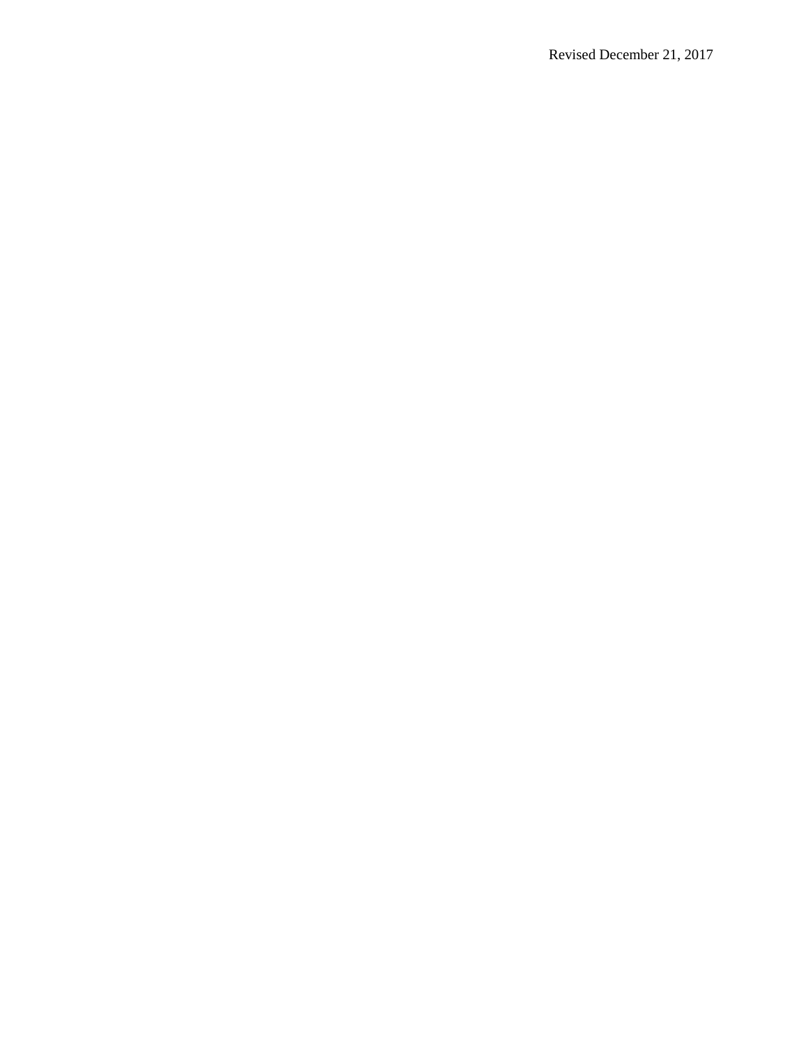Revised December 21, 2017